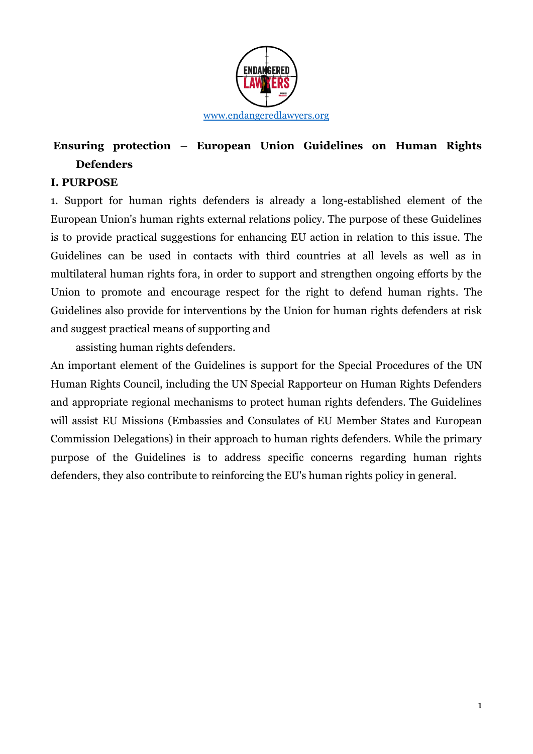www.endangeredlawyers.org

# Ensuring protection – European Union Guidelines on Human Rights Defenders

## I. PURPOSE

1. Support for human rights defenders is already a long-established element of the European Union's human rights external relations policy. The purpose of these Guidelines is to provide practical suggestions for enhancing EU action in relation to this issue. The Guidelines can be used in contacts with third countries at all levels as well as in multilateral human rights fora, in order to support and strengthen ongoing efforts by the Union to promote and encourage respect for the right to defend human rights. The Guidelines also provide for interventions by the Union for human rights defenders at risk and suggest practical means of supporting and assisting human rights defenders.

An important element of the Guidelines is support for the Special Procedures of the UN Human Rights Council, including the UN Special Rapporteur on Human Rights Defenders and appropriate regional mechanisms to protect human rights defenders. The Guidelines will assist EU Missions (Embassies and Consulates of EU Member States and European Commission Delegations) in their approach to human rights defenders. While the primary purpose of the Guidelines is to address specific concerns regarding human rights defenders, they also contribute to reinforcing the EU's human rights policy in general.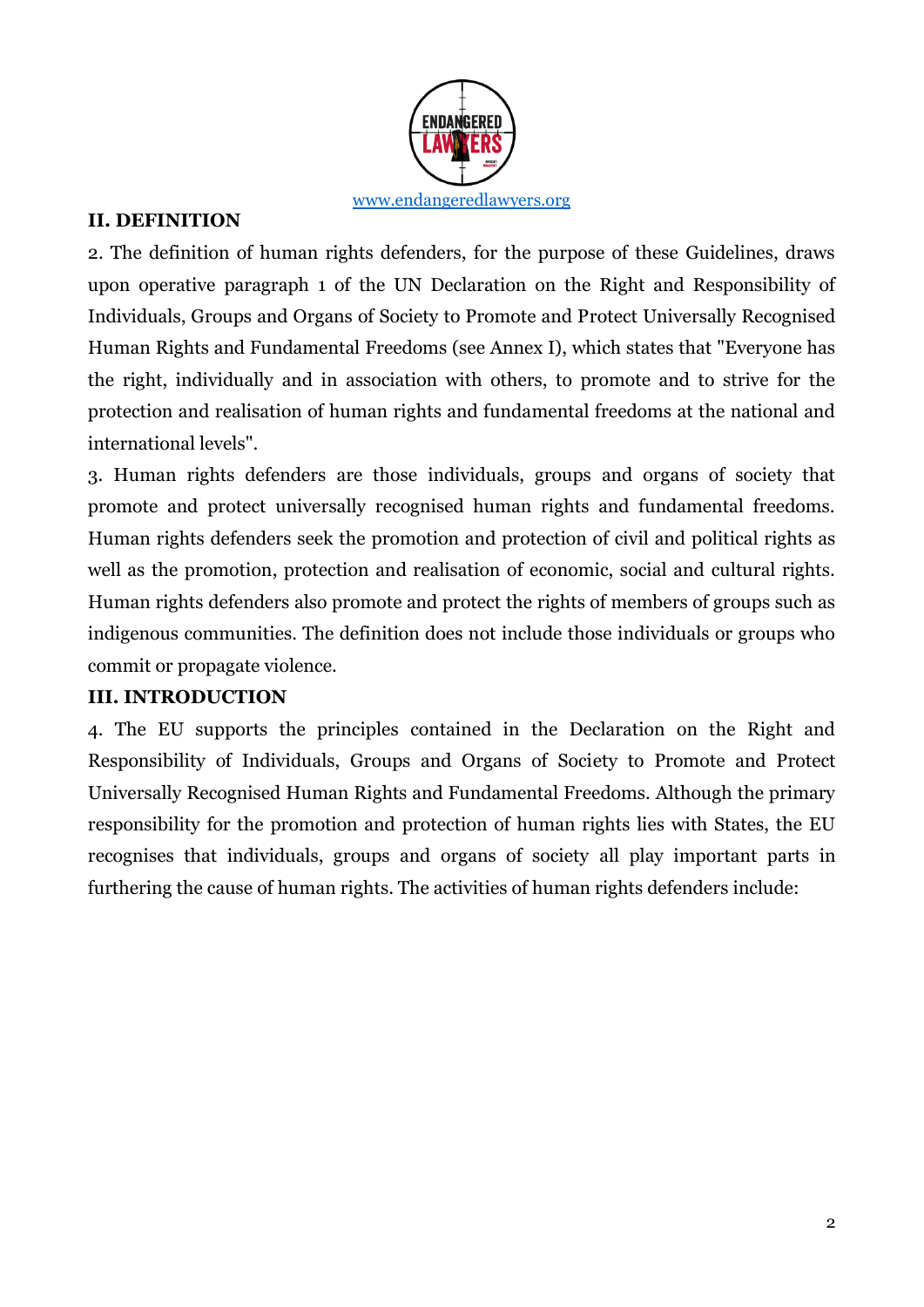## II. DEFINITION

2. The definition of human rights defenders, for the purpose of these Guidelines, draws upon operative paragraph 1 of the UN Declaration on the Right and Responsibility of Individuals, Groups and Organs of Society to Promote and Protect Universally Recognised Human Rights and Fundamental Freedoms (see Annex I), which states that "Everyone has the right, individually and in association with others, to promote and to strive for the protection and realisation of human rights and fundamental freedoms at the national and international levels".

3. Human rights defenders are those individuals, groups and organs of society that promote and protect universally recognised human rights and fundamental freedoms. Human rights defenders seek the promotion and protection of civil and political rights as well as the promotion, protection and realisation of economic, social and cultural rights. Human rights defenders also promote and protect the rights of members of groups such as indigenous communities. The definition does not include those individuals or groups who commit or propagate violence.

## III. INTRODUCTION

4. The EU supports the principles contained in the Declaration on the Right and Responsibility of Individuals, Groups and Organs of Society to Promote and Protect Universally Recognised Human Rights and Fundamental Freedoms. Although the primary responsibility for the promotion and protection of human rights lies with States, the EU recognises that individuals, groups and organs of society all play important parts in furthering the cause of human rights. The activities of human rights defenders include: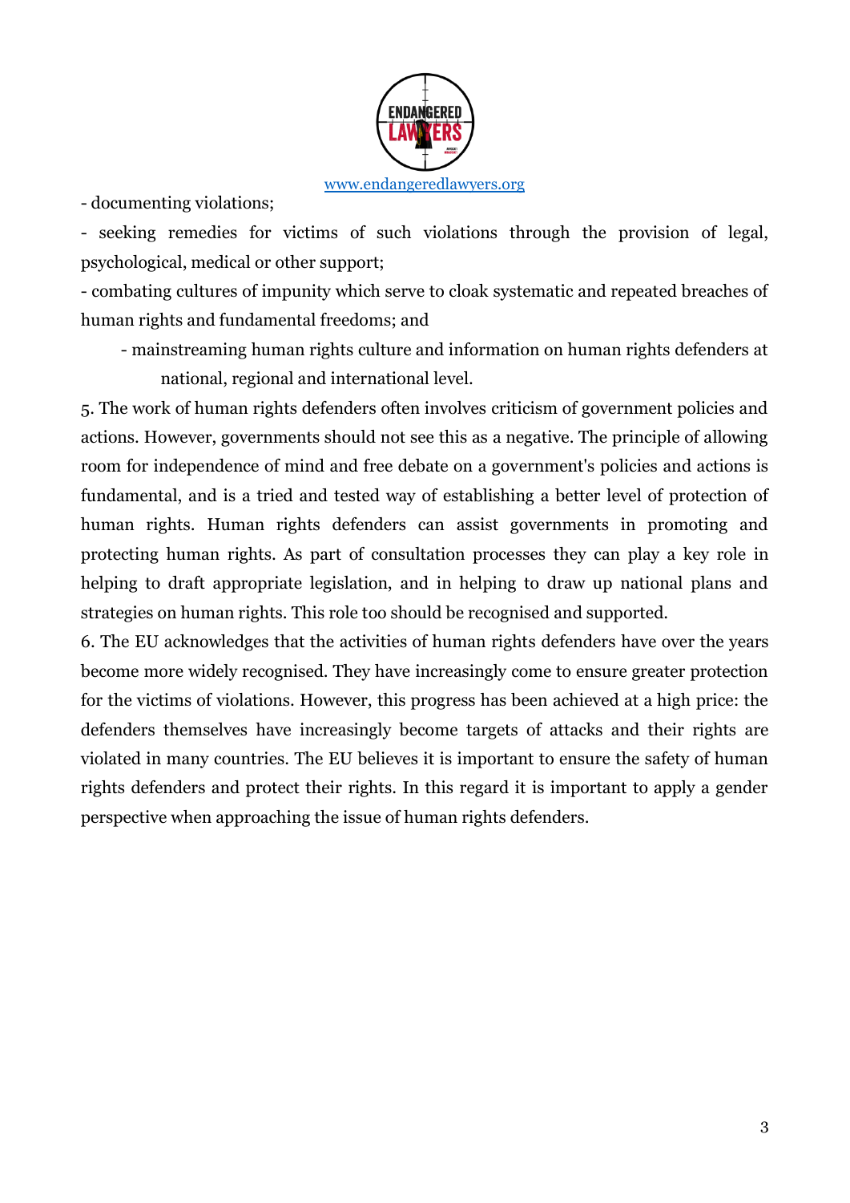- documenting violations;
- seeking remedies for victims of such violations through the provision of legal, psychological, medical or other support;
- combating cultures of impunity which serve to cloak systematic and repeated breaches of human rights and fundamental freedoms; and
- mainstreaming human rights culture and information on human rights defenders at national, regional and international level.

5. The work of human rights defenders often involves criticism of government policies and actions. However, governments should not see this as a negative. The principle of allowing room for independence of mind and free debate on a government's policies and actions is fundamental, and is a tried and tested way of establishing a better level of protection of human rights. Human rights defenders can assist governments in promoting and protecting human rights. As part of consultation processes they can play a key role in helping to draft appropriate legislation, and in helping to draw up national plans and strategies on human rights. This role too should be recognised and supported.

6. The EU acknowledges that the activities of human rights defenders have over the years become more widely recognised. They have increasingly come to ensure greater protection for the victims of violations. However, this progress has been achieved at a high price: the defenders themselves have increasingly become targets of attacks and their rights are violated in many countries. The EU believes it is important to ensure the safety of human rights defenders and protect their rights. In this regard it is important to apply a gender perspective when approaching the issue of human rights defenders.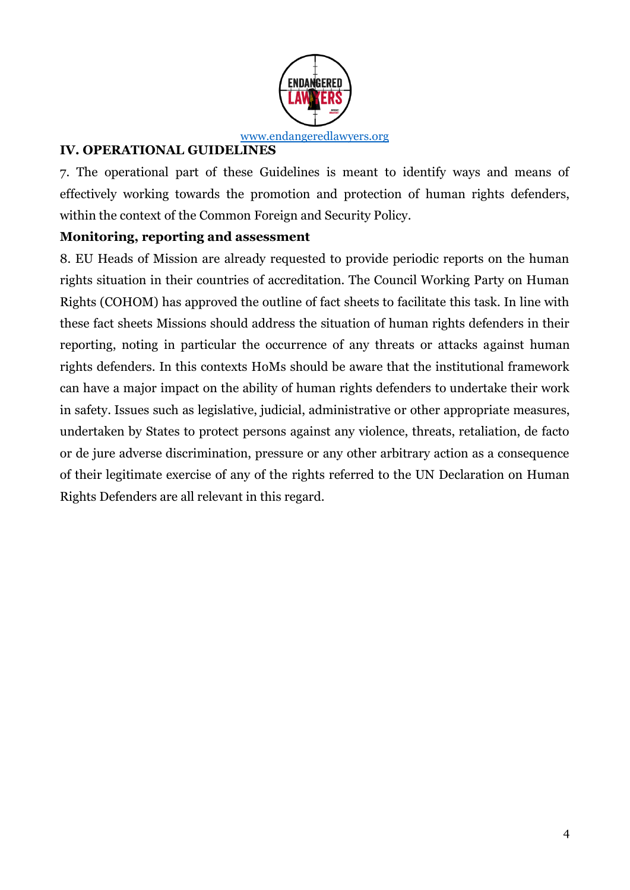## IV. OPERATIONAL GUIDELINES

7. The operational part of these Guidelines is meant to identify ways and means of effectively working towards the promotion and protection of human rights defenders, within the context of the Common Foreign and Security Policy.

### Monitoring, reporting and assessment

8. EU Heads of Mission are already requested to provide periodic reports on the human rights situation in their countries of accreditation. The Council Working Party on Human Rights (COHOM) has approved the outline of fact sheets to facilitate this task. In line with these fact sheets Missions should address the situation of human rights defenders in their reporting, noting in particular the occurrence of any threats or attacks against human rights defenders. In this contexts HoMs should be aware that the institutional framework can have a major impact on the ability of human rights defenders to undertake their work in safety. Issues such as legislative, judicial, administrative or other appropriate measures, undertaken by States to protect persons against any violence, threats, retaliation, de facto or de jure adverse discrimination, pressure or any other arbitrary action as a consequence of their legitimate exercise of any of the rights referred to the UN Declaration on Human Rights Defenders are all relevant in this regard.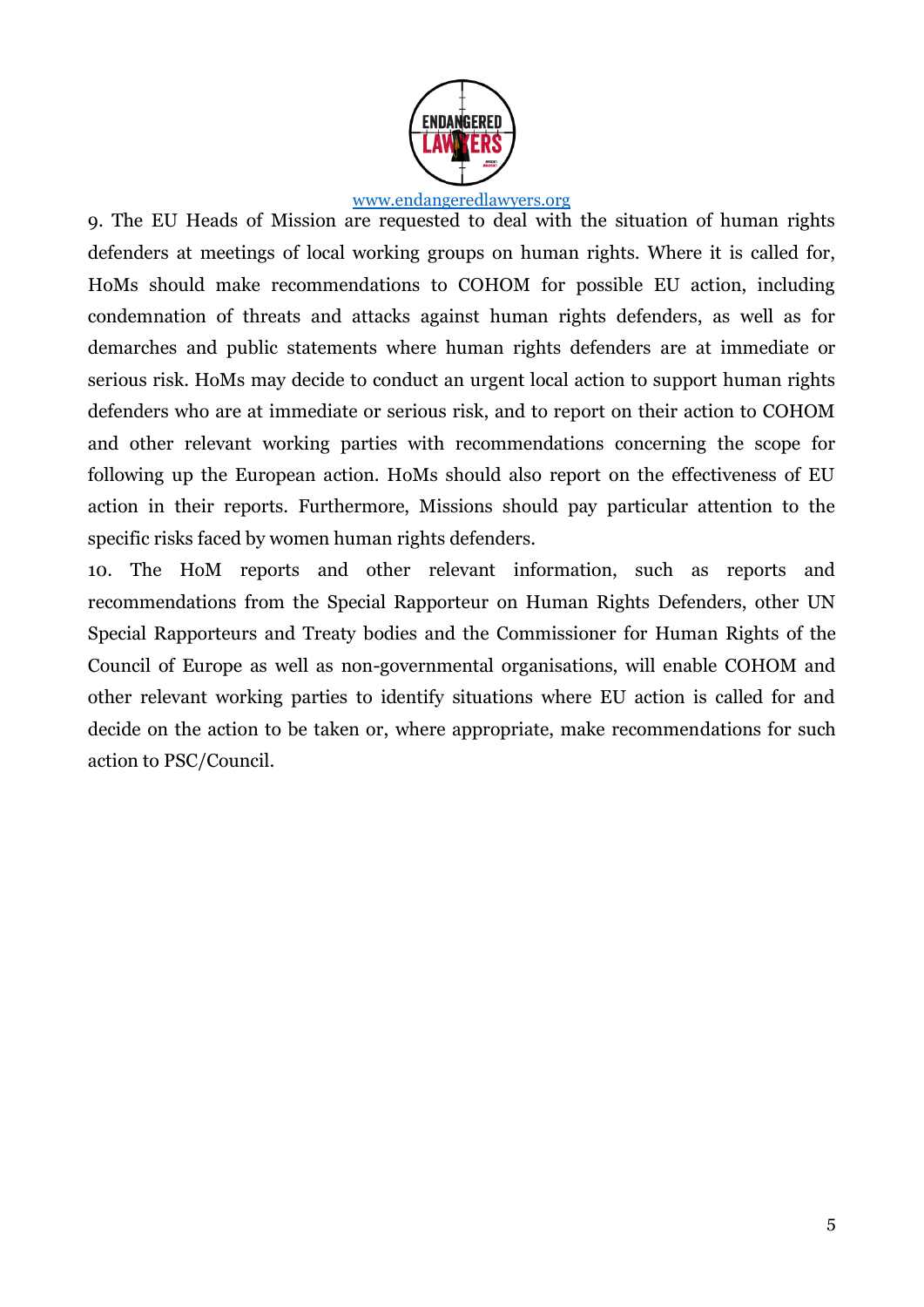9. The EU Heads of Mission are requested to deal with the situation of human rights defenders at meetings of local working groups on human rights. Where it is called for, HoMs should make recommendations to COHOM for possible EU action, including condemnation of threats and attacks against human rights defenders, as well as for demarches and public statements where human rights defenders are at immediate or serious risk. HoMs may decide to conduct an urgent local action to support human rights defenders who are at immediate or serious risk, and to report on their action to COHOM and other relevant working parties with recommendations concerning the scope for following up the European action. HoMs should also report on the effectiveness of EU action in their reports. Furthermore, Missions should pay particular attention to the specific risks faced by women human rights defenders.

10. The HoM reports and other relevant information, such as reports and recommendations from the Special Rapporteur on Human Rights Defenders, other UN Special Rapporteurs and Treaty bodies and the Commissioner for Human Rights of the Council of Europe as well as non-governmental organisations, will enable COHOM and other relevant working parties to identify situations where EU action is called for and decide on the action to be taken or, where appropriate, make recommendations for such action to PSC/Council.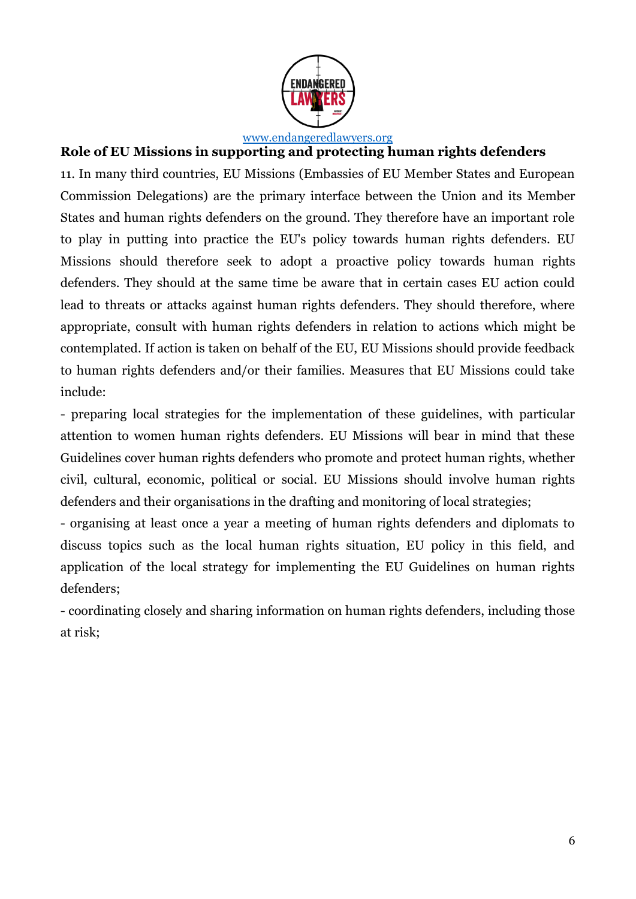## Role of EU Missions in supporting and protecting human rights defenders

11. In many third countries, EU Missions (Embassies of EU Member States and European Commission Delegations) are the primary interface between the Union and its Member States and human rights defenders on the ground. They therefore have an important role to play in putting into practice the EU's policy towards human rights defenders. EU Missions should therefore seek to adopt a proactive policy towards human rights defenders. They should at the same time be aware that in certain cases EU action could lead to threats or attacks against human rights defenders. They should therefore, where appropriate, consult with human rights defenders in relation to actions which might be contemplated. If action is taken on behalf of the EU, EU Missions should provide feedback to human rights defenders and/or their families. Measures that EU Missions could take include:

- preparing local strategies for the implementation of these guidelines, with particular attention to women human rights defenders. EU Missions will bear in mind that these Guidelines cover human rights defenders who promote and protect human rights, whether civil, cultural, economic, political or social. EU Missions should involve human rights defenders and their organisations in the drafting and monitoring of local strategies;
- organising at least once a year a meeting of human rights defenders and diplomats to discuss topics such as the local human rights situation, EU policy in this field, and application of the local strategy for implementing the EU Guidelines on human rights defenders;
- coordinating closely and sharing information on human rights defenders, including those at risk;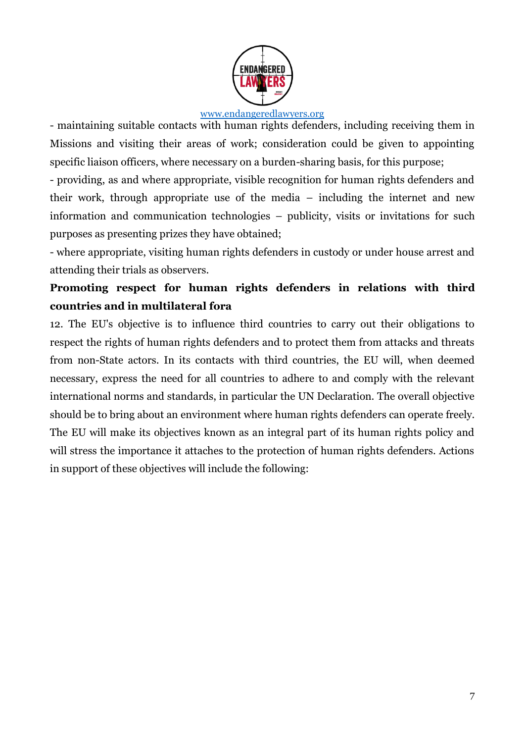- maintaining suitable contacts with human rights defenders, including receiving them in Missions and visiting their areas of work; consideration could be given to appointing specific liaison officers, where necessary on a burden-sharing basis, for this purpose;

- providing, as and where appropriate, visible recognition for human rights defenders and their work, through appropriate use of the media – including the internet and new information and communication technologies – publicity, visits or invitations for such purposes as presenting prizes they have obtained;

- where appropriate, visiting human rights defenders in custody or under house arrest and attending their trials as observers.

**Promoting respect for human rights defenders in relations with third countries and in multilateral fora**

12. The EU's objective is to influence third countries to carry out their obligations to respect the rights of human rights defenders and to protect them from attacks and threats from non-State actors. In its contacts with third countries, the EU will, when deemed necessary, express the need for all countries to adhere to and comply with the relevant international norms and standards, in particular the UN Declaration. The overall objective should be to bring about an environment where human rights defenders can operate freely. The EU will make its objectives known as an integral part of its human rights policy and will stress the importance it attaches to the protection of human rights defenders. Actions in support of these objectives will include the following: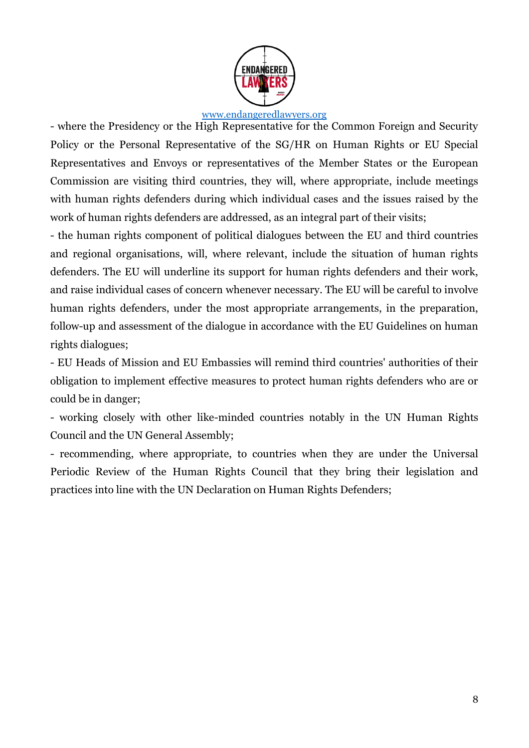- where the Presidency or the High Representative for the Common Foreign and Security Policy or the Personal Representative of the SG/HR on Human Rights or EU Special Representatives and Envoys or representatives of the Member States or the European Commission are visiting third countries, they will, where appropriate, include meetings with human rights defenders during which individual cases and the issues raised by the work of human rights defenders are addressed, as an integral part of their visits;

- the human rights component of political dialogues between the EU and third countries and regional organisations, will, where relevant, include the situation of human rights defenders. The EU will underline its support for human rights defenders and their work, and raise individual cases of concern whenever necessary. The EU will be careful to involve human rights defenders, under the most appropriate arrangements, in the preparation, follow-up and assessment of the dialogue in accordance with the EU Guidelines on human rights dialogues;

- EU Heads of Mission and EU Embassies will remind third countries' authorities of their obligation to implement effective measures to protect human rights defenders who are or could be in danger;

- working closely with other like-minded countries notably in the UN Human Rights Council and the UN General Assembly;

- recommending, where appropriate, to countries when they are under the Universal Periodic Review of the Human Rights Council that they bring their legislation and practices into line with the UN Declaration on Human Rights Defenders;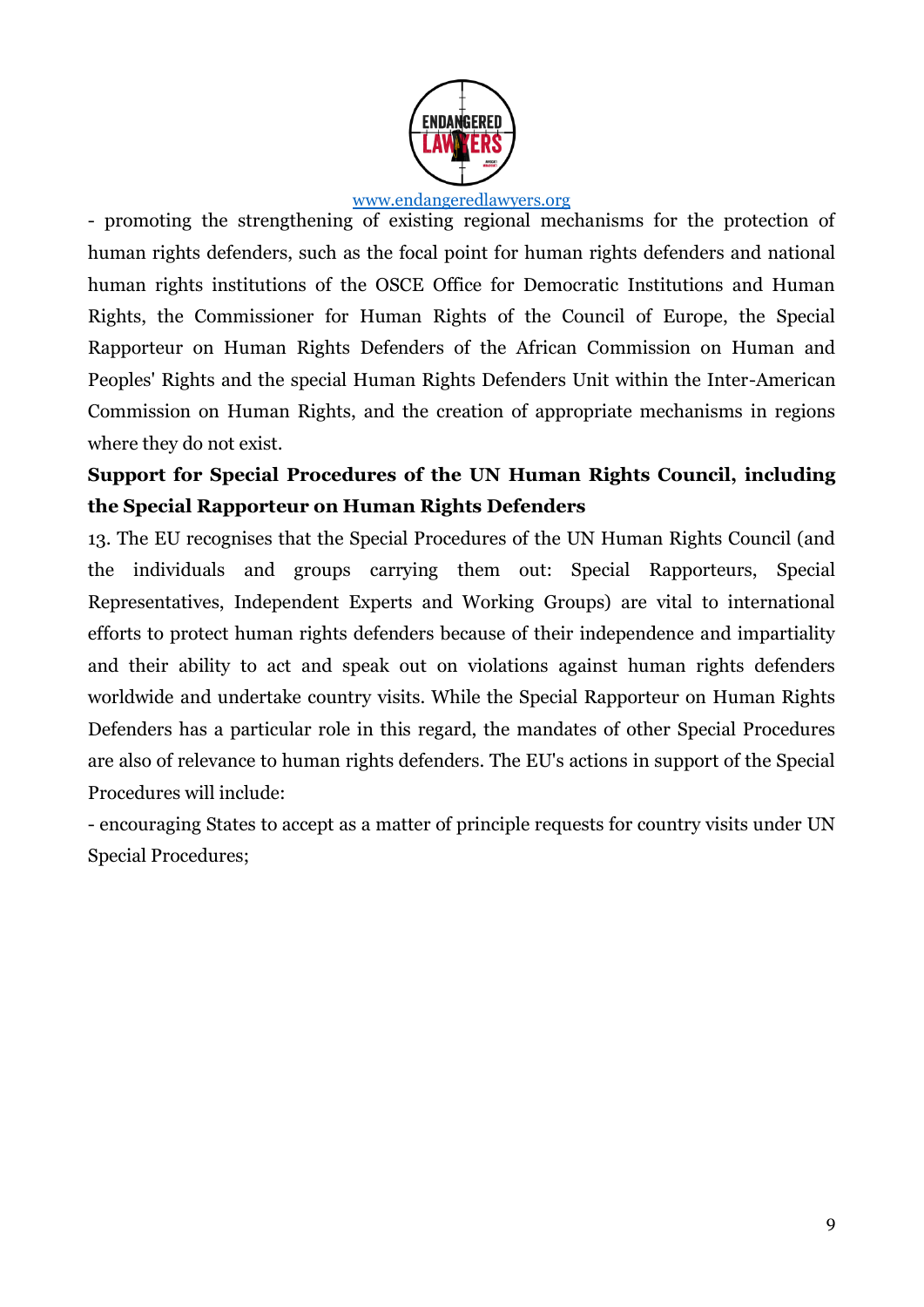- promoting the strengthening of existing regional mechanisms for the protection of human rights defenders, such as the focal point for human rights defenders and national human rights institutions of the OSCE Office for Democratic Institutions and Human Rights, the Commissioner for Human Rights of the Council of Europe, the Special Rapporteur on Human Rights Defenders of the African Commission on Human and Peoples' Rights and the special Human Rights Defenders Unit within the Inter-American Commission on Human Rights, and the creation of appropriate mechanisms in regions where they do not exist.

**Support for Special Procedures of the UN Human Rights Council, including the Special Rapporteur on Human Rights Defenders**

13. The EU recognises that the Special Procedures of the UN Human Rights Council (and the individuals and groups carrying them out: Special Rapporteurs, Special Representatives, Independent Experts and Working Groups) are vital to international efforts to protect human rights defenders because of their independence and impartiality and their ability to act and speak out on violations against human rights defenders worldwide and undertake country visits. While the Special Rapporteur on Human Rights Defenders has a particular role in this regard, the mandates of other Special Procedures are also of relevance to human rights defenders. The EU's actions in support of the Special Procedures will include:

- encouraging States to accept as a matter of principle requests for country visits under UN Special Procedures;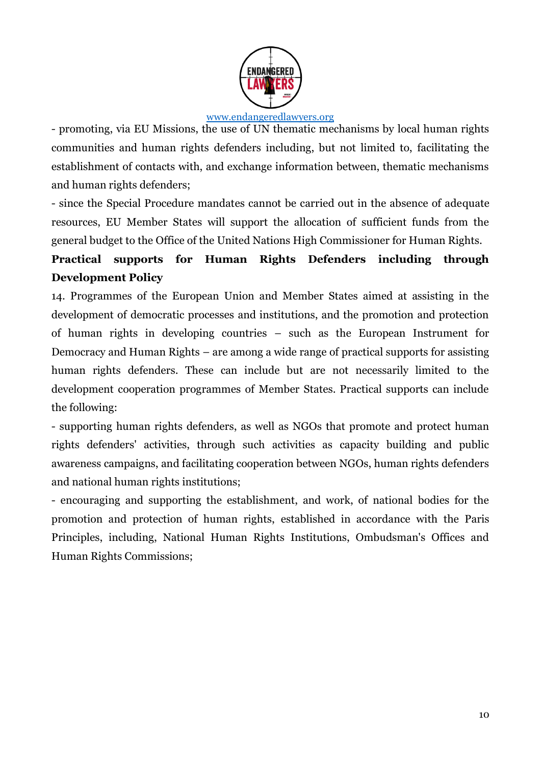- promoting, via EU Missions, the use of UN thematic mechanisms by local human rights communities and human rights defenders including, but not limited to, facilitating the establishment of contacts with, and exchange information between, thematic mechanisms and human rights defenders;

- since the Special Procedure mandates cannot be carried out in the absence of adequate resources, EU Member States will support the allocation of sufficient funds from the general budget to the Office of the United Nations High Commissioner for Human Rights.

**Practical supports for Human Rights Defenders including through Development Policy**

14. Programmes of the European Union and Member States aimed at assisting in the development of democratic processes and institutions, and the promotion and protection of human rights in developing countries – such as the European Instrument for Democracy and Human Rights – are among a wide range of practical supports for assisting human rights defenders. These can include but are not necessarily limited to the development cooperation programmes of Member States. Practical supports can include the following:

- supporting human rights defenders, as well as NGOs that promote and protect human rights defenders' activities, through such activities as capacity building and public awareness campaigns, and facilitating cooperation between NGOs, human rights defenders and national human rights institutions;

- encouraging and supporting the establishment, and work, of national bodies for the promotion and protection of human rights, established in accordance with the Paris Principles, including, National Human Rights Institutions, Ombudsman's Offices and Human Rights Commissions;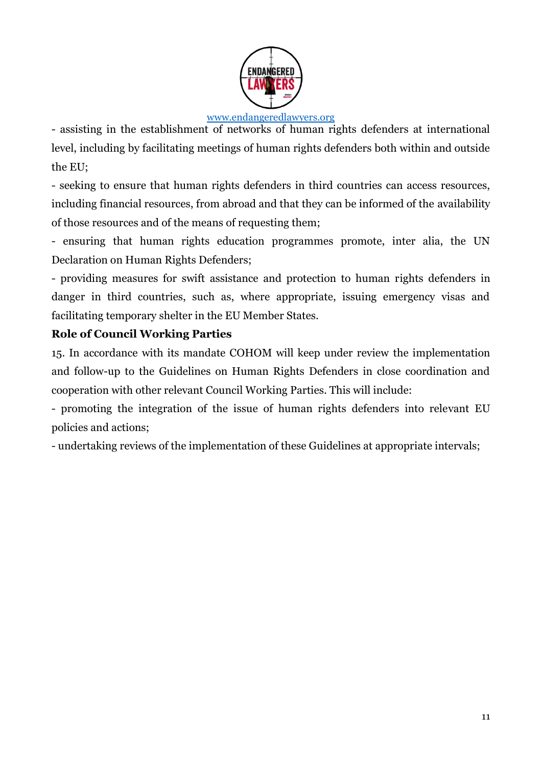- assisting in the establishment of networks of human rights defenders at international level, including by facilitating meetings of human rights defenders both within and outside the EU;

- seeking to ensure that human rights defenders in third countries can access resources, including financial resources, from abroad and that they can be informed of the availability of those resources and of the means of requesting them;

- ensuring that human rights education programmes promote, inter alia, the UN Declaration on Human Rights Defenders;

- providing measures for swift assistance and protection to human rights defenders in danger in third countries, such as, where appropriate, issuing emergency visas and facilitating temporary shelter in the EU Member States.

**Role of Council Working Parties**

15. In accordance with its mandate COHOM will keep under review the implementation and follow-up to the Guidelines on Human Rights Defenders in close coordination and cooperation with other relevant Council Working Parties. This will include:

- promoting the integration of the issue of human rights defenders into relevant EU policies and actions;

- undertaking reviews of the implementation of these Guidelines at appropriate intervals;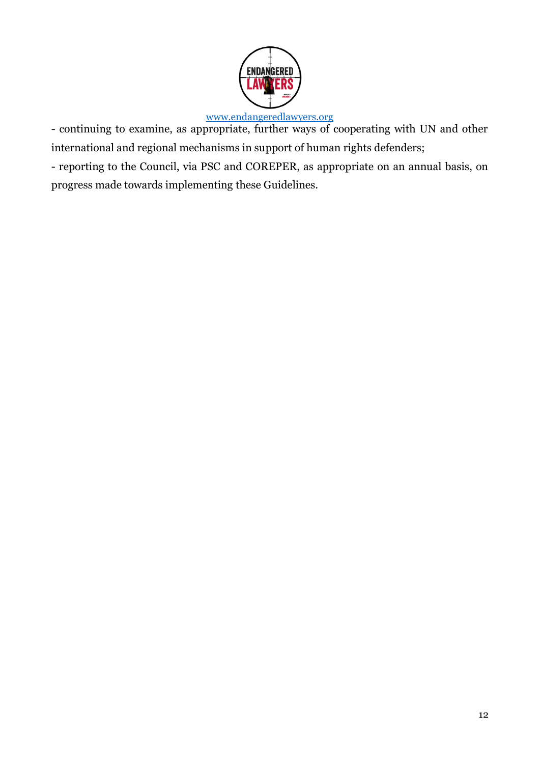- continuing to examine, as appropriate, further ways of cooperating with UN and other international and regional mechanisms in support of human rights defenders;

- reporting to the Council, via PSC and COREPER, as appropriate on an annual basis, on progress made towards implementing these Guidelines.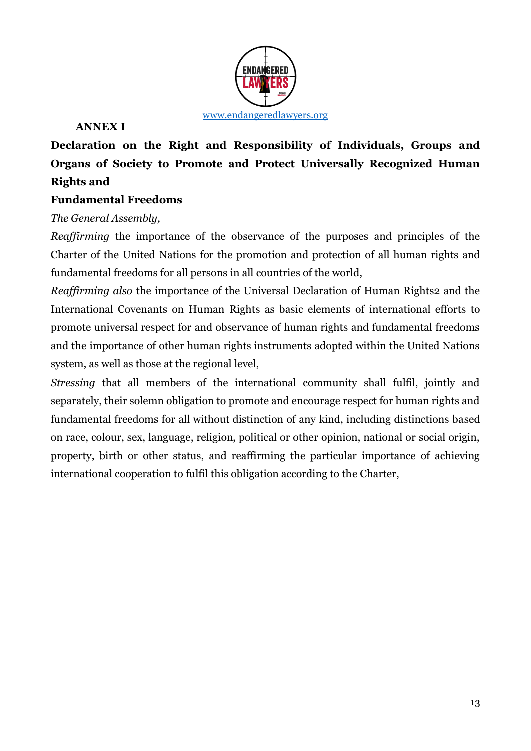www.endangeredlawyers.org

**ANNEX I**

**Declaration on the Right and Responsibility of Individuals, Groups and Organs of Society to Promote and Protect Universally Recognized Human Rights and Fundamental Freedoms**

*The General Assembly,*

*Reaffirming* the importance of the observance of the purposes and principles of the Charter of the United Nations for the promotion and protection of all human rights and fundamental freedoms for all persons in all countries of the world,

*Reaffirming also* the importance of the Universal Declaration of Human Rights[2] and the International Covenants on Human Rights as basic elements of international efforts to promote universal respect for and observance of human rights and fundamental freedoms and the importance of other human rights instruments adopted within the United Nations system, as well as those at the regional level,

*Stressing* that all members of the international community shall fulfil, jointly and separately, their solemn obligation to promote and encourage respect for human rights and fundamental freedoms for all without distinction of any kind, including distinctions based on race, colour, sex, language, religion, political or other opinion, national or social origin, property, birth or other status, and reaffirming the particular importance of achieving international cooperation to fulfil this obligation according to the Charter,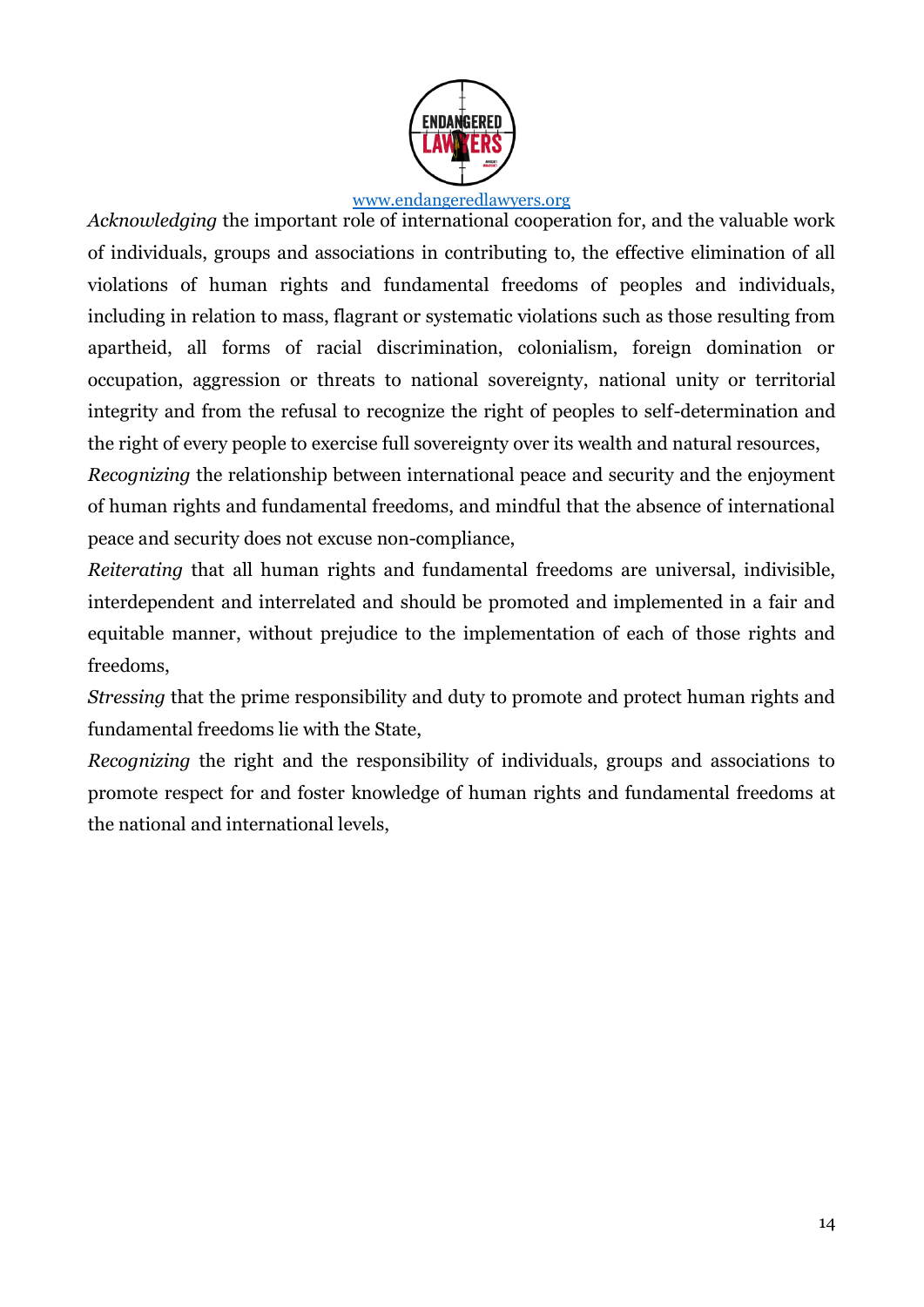*Acknowledging* the important role of international cooperation for, and the valuable work of individuals, groups and associations in contributing to, the effective elimination of all violations of human rights and fundamental freedoms of peoples and individuals, including in relation to mass, flagrant or systematic violations such as those resulting from apartheid, all forms of racial discrimination, colonialism, foreign domination or occupation, aggression or threats to national sovereignty, national unity or territorial integrity and from the refusal to recognize the right of peoples to self-determination and the right of every people to exercise full sovereignty over its wealth and natural resources,

*Recognizing* the relationship between international peace and security and the enjoyment of human rights and fundamental freedoms, and mindful that the absence of international peace and security does not excuse non-compliance,

*Reiterating* that all human rights and fundamental freedoms are universal, indivisible, interdependent and interrelated and should be promoted and implemented in a fair and equitable manner, without prejudice to the implementation of each of those rights and freedoms,

*Stressing* that the prime responsibility and duty to promote and protect human rights and fundamental freedoms lie with the State,

*Recognizing* the right and the responsibility of individuals, groups and associations to promote respect for and foster knowledge of human rights and fundamental freedoms at the national and international levels,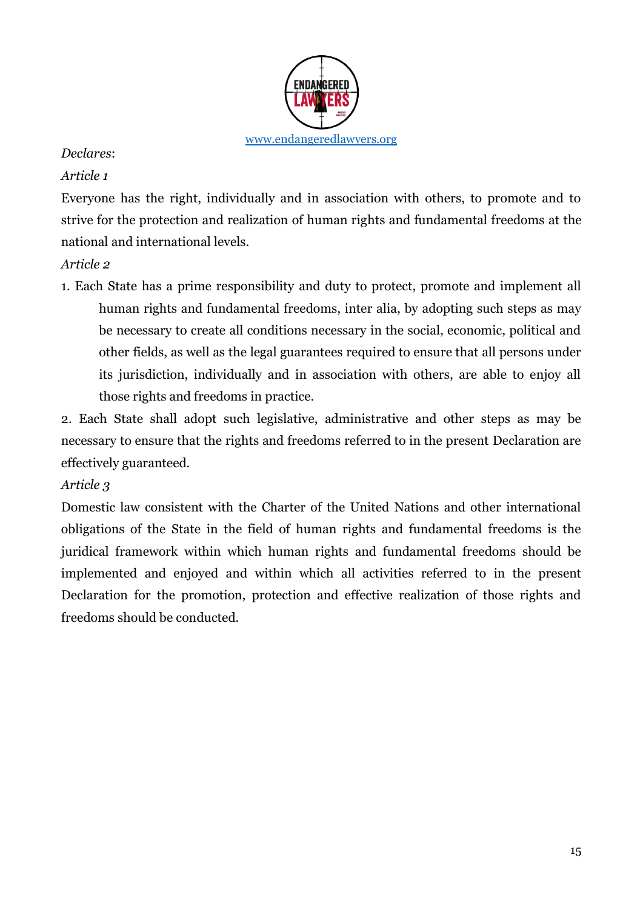*Declares*:

*Article 1*

Everyone has the right, individually and in association with others, to promote and to strive for the protection and realization of human rights and fundamental freedoms at the national and international levels.

*Article 2*

1. Each State has a prime responsibility and duty to protect, promote and implement all human rights and fundamental freedoms, inter alia, by adopting such steps as may be necessary to create all conditions necessary in the social, economic, political and other fields, as well as the legal guarantees required to ensure that all persons under its jurisdiction, individually and in association with others, are able to enjoy all those rights and freedoms in practice.

2. Each State shall adopt such legislative, administrative and other steps as may be necessary to ensure that the rights and freedoms referred to in the present Declaration are effectively guaranteed.

*Article 3*

Domestic law consistent with the Charter of the United Nations and other international obligations of the State in the field of human rights and fundamental freedoms is the juridical framework within which human rights and fundamental freedoms should be implemented and enjoyed and within which all activities referred to in the present Declaration for the promotion, protection and effective realization of those rights and freedoms should be conducted.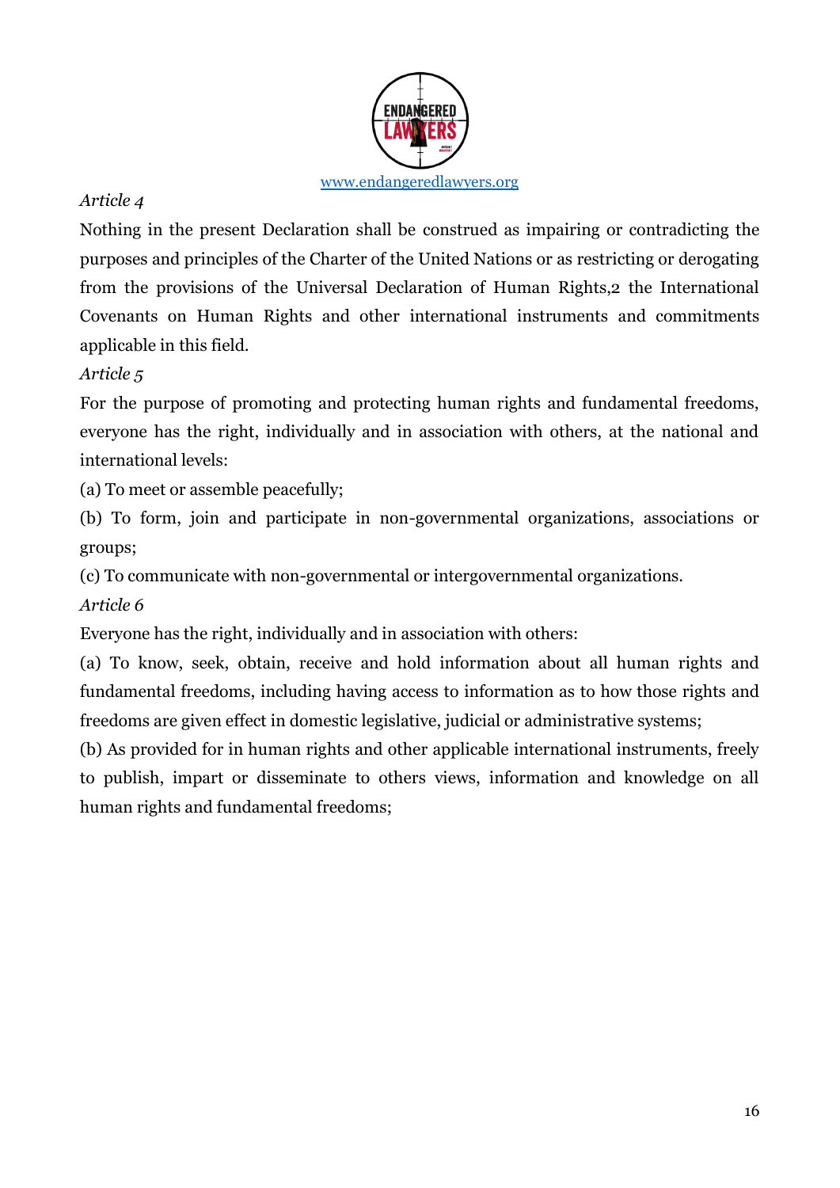*Article 4*

Nothing in the present Declaration shall be construed as impairing or contradicting the purposes and principles of the Charter of the United Nations or as restricting or derogating from the provisions of the Universal Declaration of Human Rights,2 the International Covenants on Human Rights and other international instruments and commitments applicable in this field.

*Article 5*

For the purpose of promoting and protecting human rights and fundamental freedoms, everyone has the right, individually and in association with others, at the national and international levels:

(a) To meet or assemble peacefully;

(b) To form, join and participate in non-governmental organizations, associations or groups;

(c) To communicate with non-governmental or intergovernmental organizations.

*Article 6*

Everyone has the right, individually and in association with others:

(a) To know, seek, obtain, receive and hold information about all human rights and fundamental freedoms, including having access to information as to how those rights and freedoms are given effect in domestic legislative, judicial or administrative systems;

(b) As provided for in human rights and other applicable international instruments, freely to publish, impart or disseminate to others views, information and knowledge on all human rights and fundamental freedoms;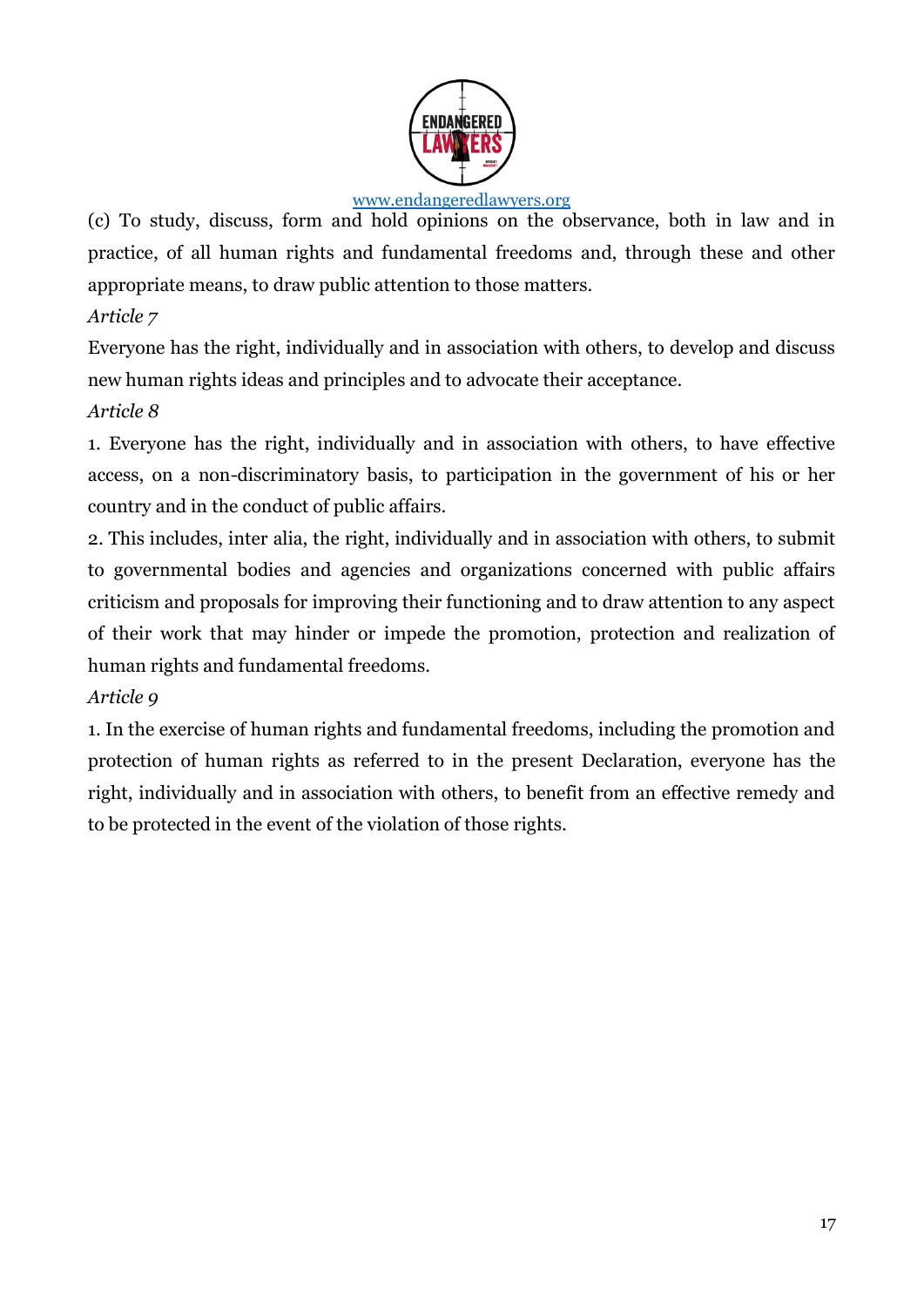(c) To study, discuss, form and hold opinions on the observance, both in law and in practice, of all human rights and fundamental freedoms and, through these and other appropriate means, to draw public attention to those matters.

*Article 7*

Everyone has the right, individually and in association with others, to develop and discuss new human rights ideas and principles and to advocate their acceptance.

*Article 8*

1. Everyone has the right, individually and in association with others, to have effective access, on a non-discriminatory basis, to participation in the government of his or her country and in the conduct of public affairs.

2. This includes, inter alia, the right, individually and in association with others, to submit to governmental bodies and agencies and organizations concerned with public affairs criticism and proposals for improving their functioning and to draw attention to any aspect of their work that may hinder or impede the promotion, protection and realization of human rights and fundamental freedoms.

*Article 9*

1. In the exercise of human rights and fundamental freedoms, including the promotion and protection of human rights as referred to in the present Declaration, everyone has the right, individually and in association with others, to benefit from an effective remedy and to be protected in the event of the violation of those rights.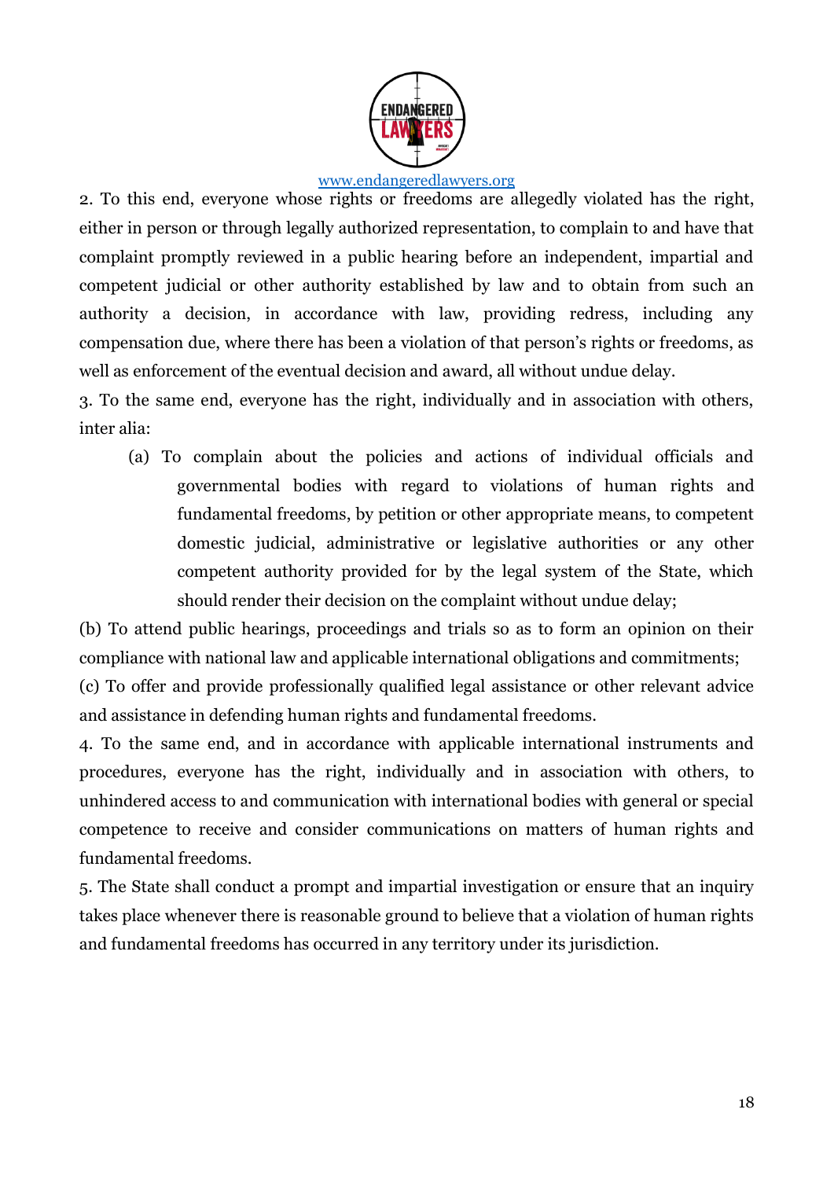2. To this end, everyone whose rights or freedoms are allegedly violated has the right, either in person or through legally authorized representation, to complain to and have that complaint promptly reviewed in a public hearing before an independent, impartial and competent judicial or other authority established by law and to obtain from such an authority a decision, in accordance with law, providing redress, including any compensation due, where there has been a violation of that person's rights or freedoms, as well as enforcement of the eventual decision and award, all without undue delay.

3. To the same end, everyone has the right, individually and in association with others, inter alia:

(a) To complain about the policies and actions of individual officials and governmental bodies with regard to violations of human rights and fundamental freedoms, by petition or other appropriate means, to competent domestic judicial, administrative or legislative authorities or any other competent authority provided for by the legal system of the State, which should render their decision on the complaint without undue delay;

(b) To attend public hearings, proceedings and trials so as to form an opinion on their compliance with national law and applicable international obligations and commitments;

(c) To offer and provide professionally qualified legal assistance or other relevant advice and assistance in defending human rights and fundamental freedoms.

4. To the same end, and in accordance with applicable international instruments and procedures, everyone has the right, individually and in association with others, to unhindered access to and communication with international bodies with general or special competence to receive and consider communications on matters of human rights and fundamental freedoms.

5. The State shall conduct a prompt and impartial investigation or ensure that an inquiry takes place whenever there is reasonable ground to believe that a violation of human rights and fundamental freedoms has occurred in any territory under its jurisdiction.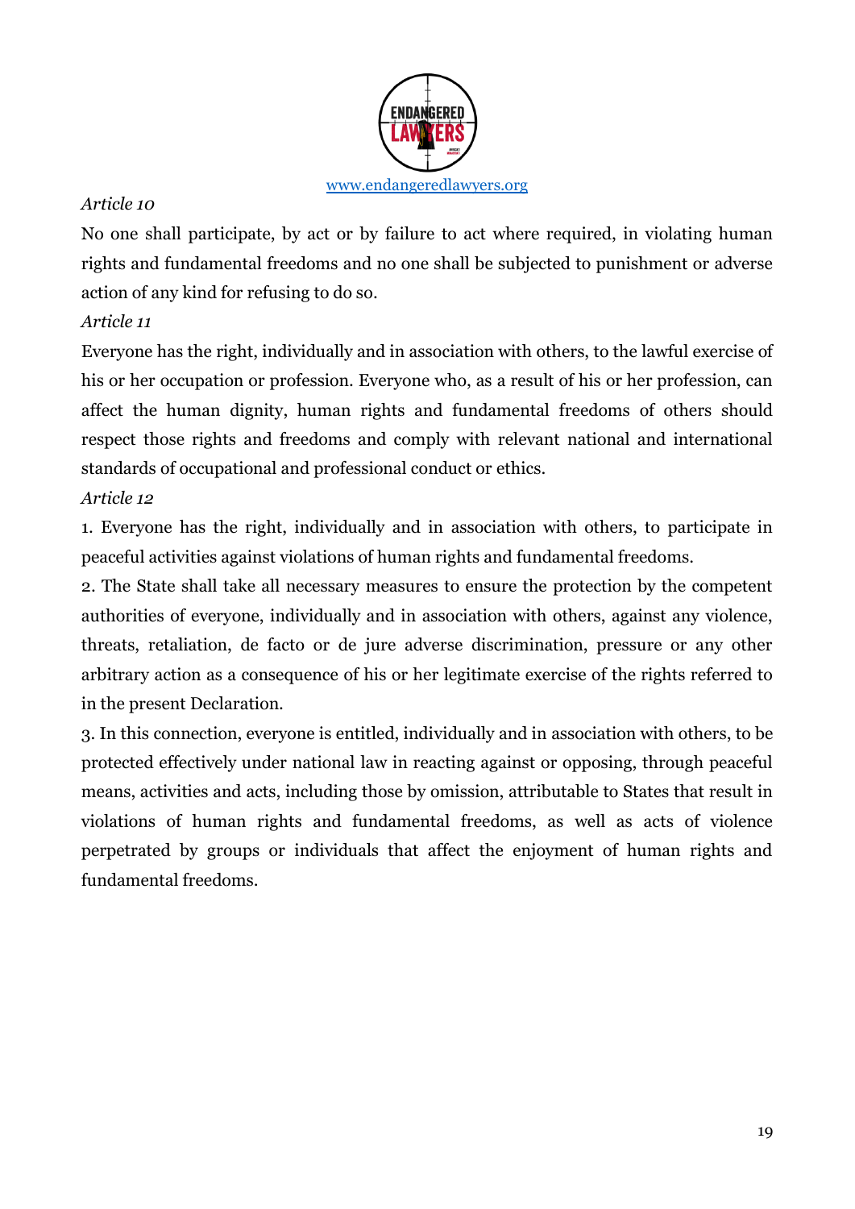*Article 10*

No one shall participate, by act or by failure to act where required, in violating human rights and fundamental freedoms and no one shall be subjected to punishment or adverse action of any kind for refusing to do so.

*Article 11*

Everyone has the right, individually and in association with others, to the lawful exercise of his or her occupation or profession. Everyone who, as a result of his or her profession, can affect the human dignity, human rights and fundamental freedoms of others should respect those rights and freedoms and comply with relevant national and international standards of occupational and professional conduct or ethics.

*Article 12*

1. Everyone has the right, individually and in association with others, to participate in peaceful activities against violations of human rights and fundamental freedoms.
2. The State shall take all necessary measures to ensure the protection by the competent authorities of everyone, individually and in association with others, against any violence, threats, retaliation, de facto or de jure adverse discrimination, pressure or any other arbitrary action as a consequence of his or her legitimate exercise of the rights referred to in the present Declaration.
3. In this connection, everyone is entitled, individually and in association with others, to be protected effectively under national law in reacting against or opposing, through peaceful means, activities and acts, including those by omission, attributable to States that result in violations of human rights and fundamental freedoms, as well as acts of violence perpetrated by groups or individuals that affect the enjoyment of human rights and fundamental freedoms.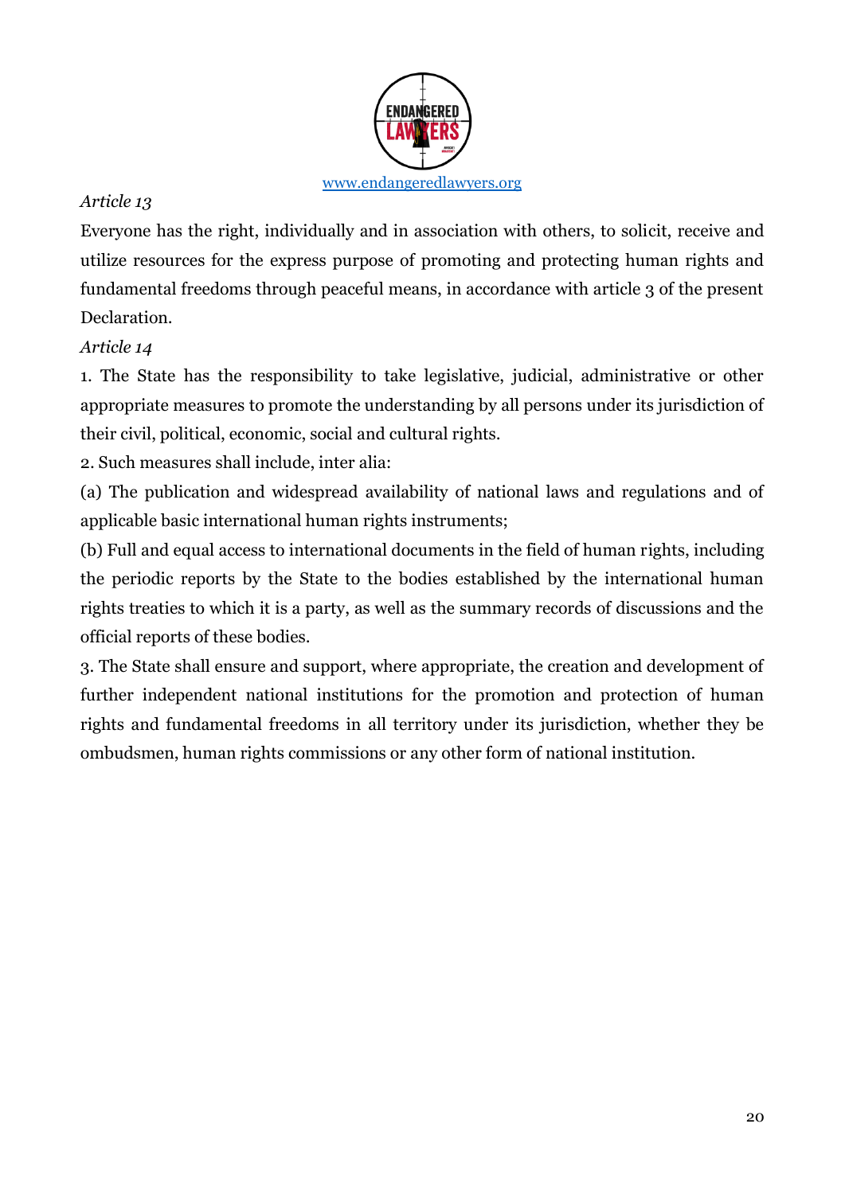*Article 13*

Everyone has the right, individually and in association with others, to solicit, receive and utilize resources for the express purpose of promoting and protecting human rights and fundamental freedoms through peaceful means, in accordance with article 3 of the present Declaration.

*Article 14*

1. The State has the responsibility to take legislative, judicial, administrative or other appropriate measures to promote the understanding by all persons under its jurisdiction of their civil, political, economic, social and cultural rights.

2. Such measures shall include, inter alia:

(a) The publication and widespread availability of national laws and regulations and of applicable basic international human rights instruments;

(b) Full and equal access to international documents in the field of human rights, including the periodic reports by the State to the bodies established by the international human rights treaties to which it is a party, as well as the summary records of discussions and the official reports of these bodies.

3. The State shall ensure and support, where appropriate, the creation and development of further independent national institutions for the promotion and protection of human rights and fundamental freedoms in all territory under its jurisdiction, whether they be ombudsmen, human rights commissions or any other form of national institution.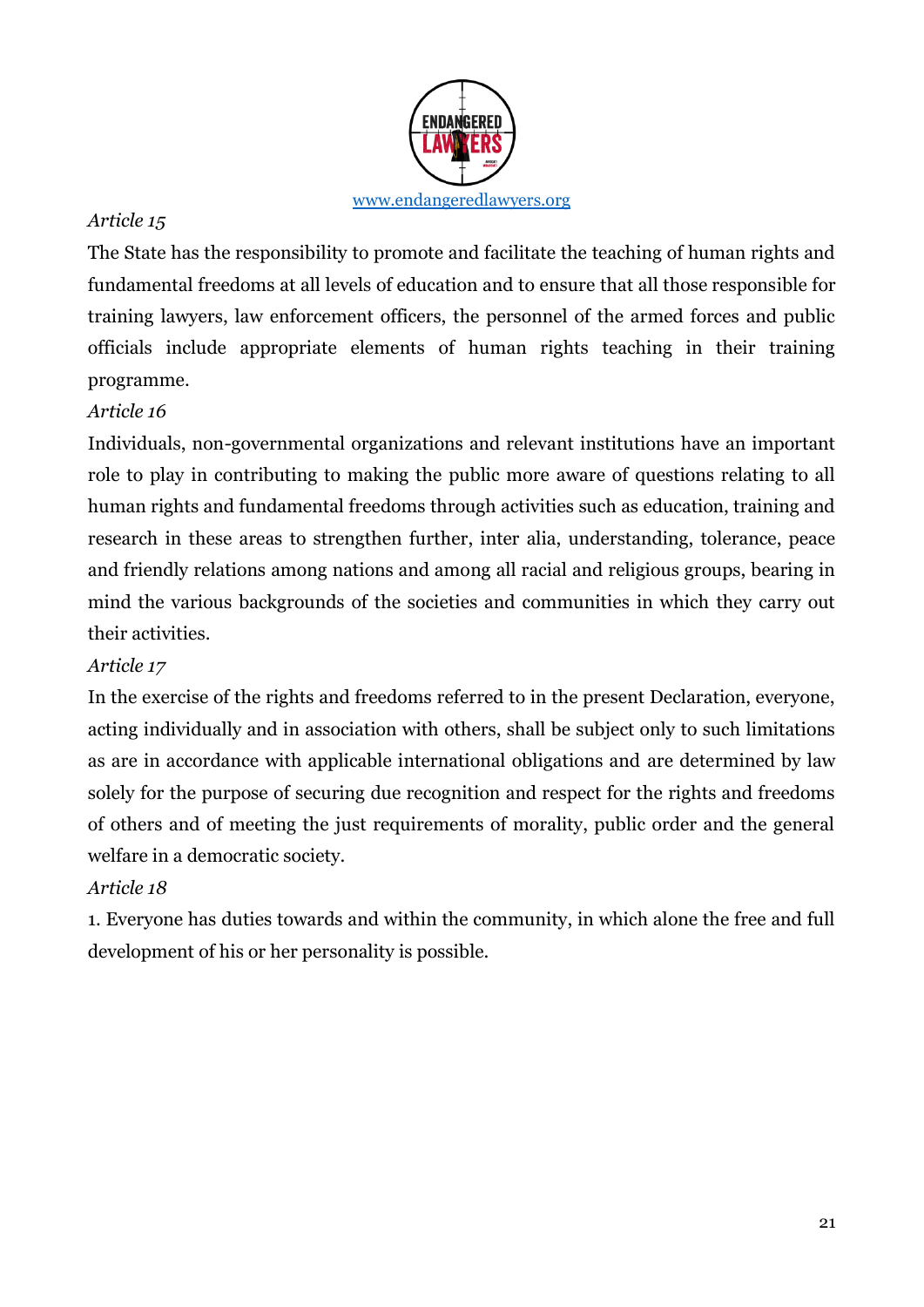*Article 15*

The State has the responsibility to promote and facilitate the teaching of human rights and fundamental freedoms at all levels of education and to ensure that all those responsible for training lawyers, law enforcement officers, the personnel of the armed forces and public officials include appropriate elements of human rights teaching in their training programme.

*Article 16*

Individuals, non-governmental organizations and relevant institutions have an important role to play in contributing to making the public more aware of questions relating to all human rights and fundamental freedoms through activities such as education, training and research in these areas to strengthen further, inter alia, understanding, tolerance, peace and friendly relations among nations and among all racial and religious groups, bearing in mind the various backgrounds of the societies and communities in which they carry out their activities.

*Article 17*

In the exercise of the rights and freedoms referred to in the present Declaration, everyone, acting individually and in association with others, shall be subject only to such limitations as are in accordance with applicable international obligations and are determined by law solely for the purpose of securing due recognition and respect for the rights and freedoms of others and of meeting the just requirements of morality, public order and the general welfare in a democratic society.

*Article 18*

1. Everyone has duties towards and within the community, in which alone the free and full development of his or her personality is possible.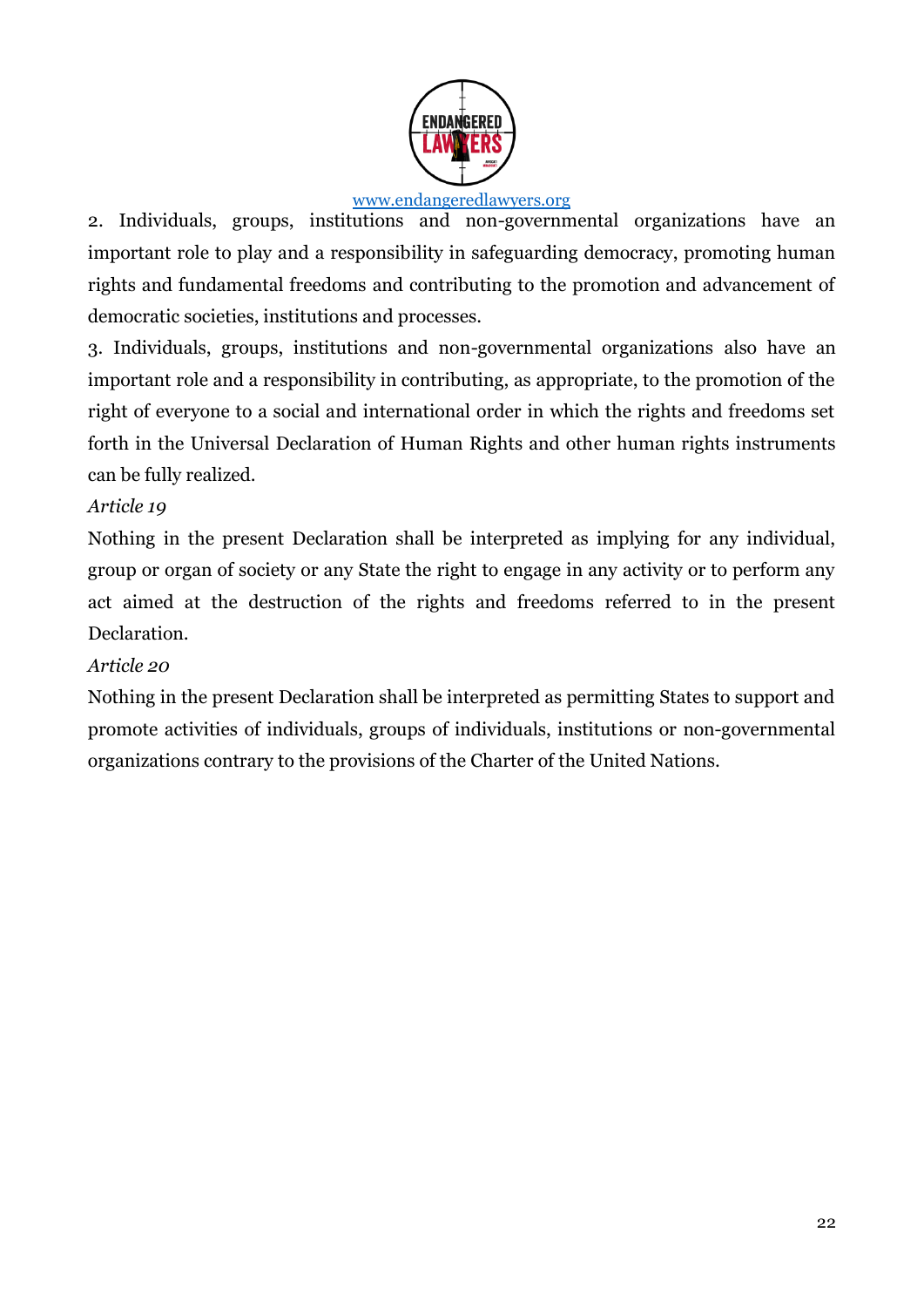2. Individuals, groups, institutions and non-governmental organizations have an important role to play and a responsibility in safeguarding democracy, promoting human rights and fundamental freedoms and contributing to the promotion and advancement of democratic societies, institutions and processes.

3. Individuals, groups, institutions and non-governmental organizations also have an important role and a responsibility in contributing, as appropriate, to the promotion of the right of everyone to a social and international order in which the rights and freedoms set forth in the Universal Declaration of Human Rights and other human rights instruments can be fully realized.

*Article 19*

Nothing in the present Declaration shall be interpreted as implying for any individual, group or organ of society or any State the right to engage in any activity or to perform any act aimed at the destruction of the rights and freedoms referred to in the present Declaration.

*Article 20*

Nothing in the present Declaration shall be interpreted as permitting States to support and promote activities of individuals, groups of individuals, institutions or non-governmental organizations contrary to the provisions of the Charter of the United Nations.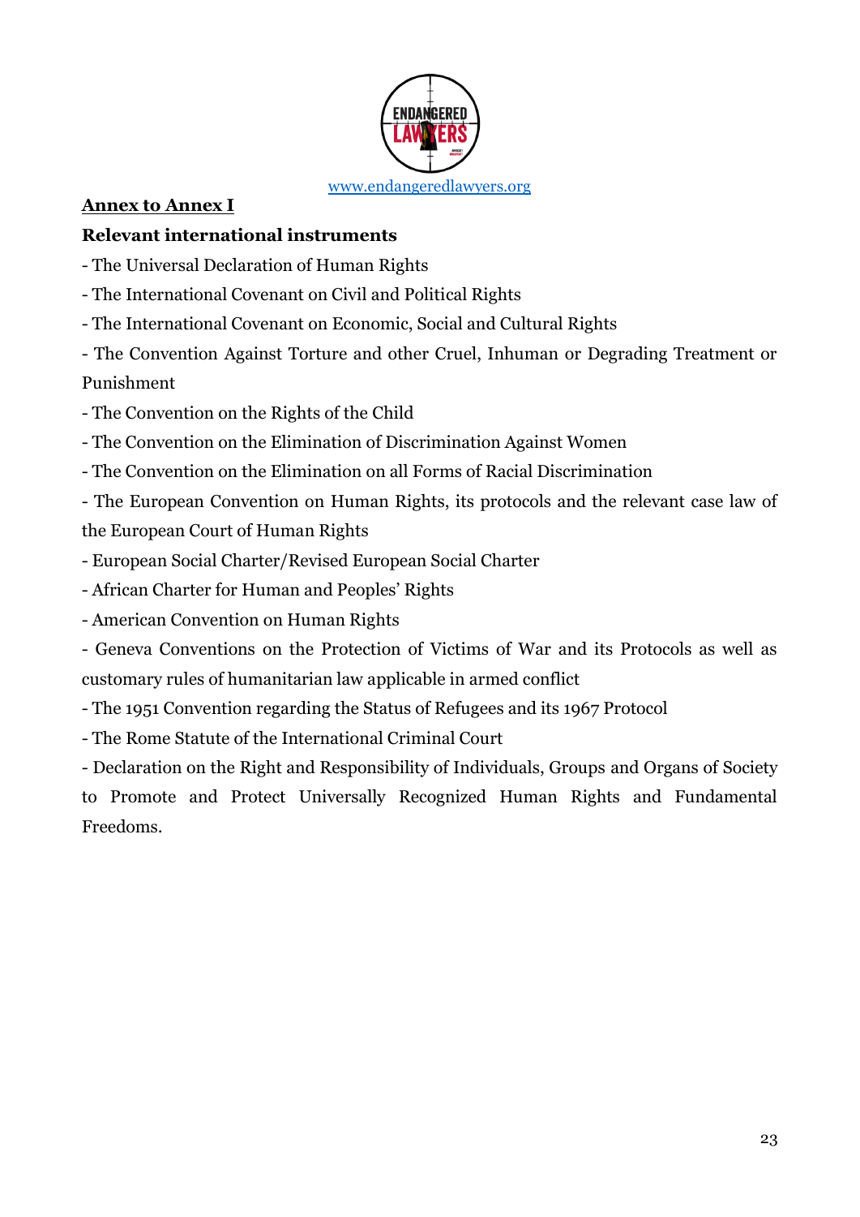www.endangeredlawyers.org

**Annex to Annex I**

**Relevant international instruments**

- The Universal Declaration of Human Rights
- The International Covenant on Civil and Political Rights
- The International Covenant on Economic, Social and Cultural Rights
- The Convention Against Torture and other Cruel, Inhuman or Degrading Treatment or Punishment
- The Convention on the Rights of the Child
- The Convention on the Elimination of Discrimination Against Women
- The Convention on the Elimination on all Forms of Racial Discrimination
- The European Convention on Human Rights, its protocols and the relevant case law of the European Court of Human Rights
- European Social Charter/Revised European Social Charter
- African Charter for Human and Peoples' Rights
- American Convention on Human Rights
- Geneva Conventions on the Protection of Victims of War and its Protocols as well as customary rules of humanitarian law applicable in armed conflict
- The 1951 Convention regarding the Status of Refugees and its 1967 Protocol
- The Rome Statute of the International Criminal Court
- Declaration on the Right and Responsibility of Individuals, Groups and Organs of Society to Promote and Protect Universally Recognized Human Rights and Fundamental Freedoms.